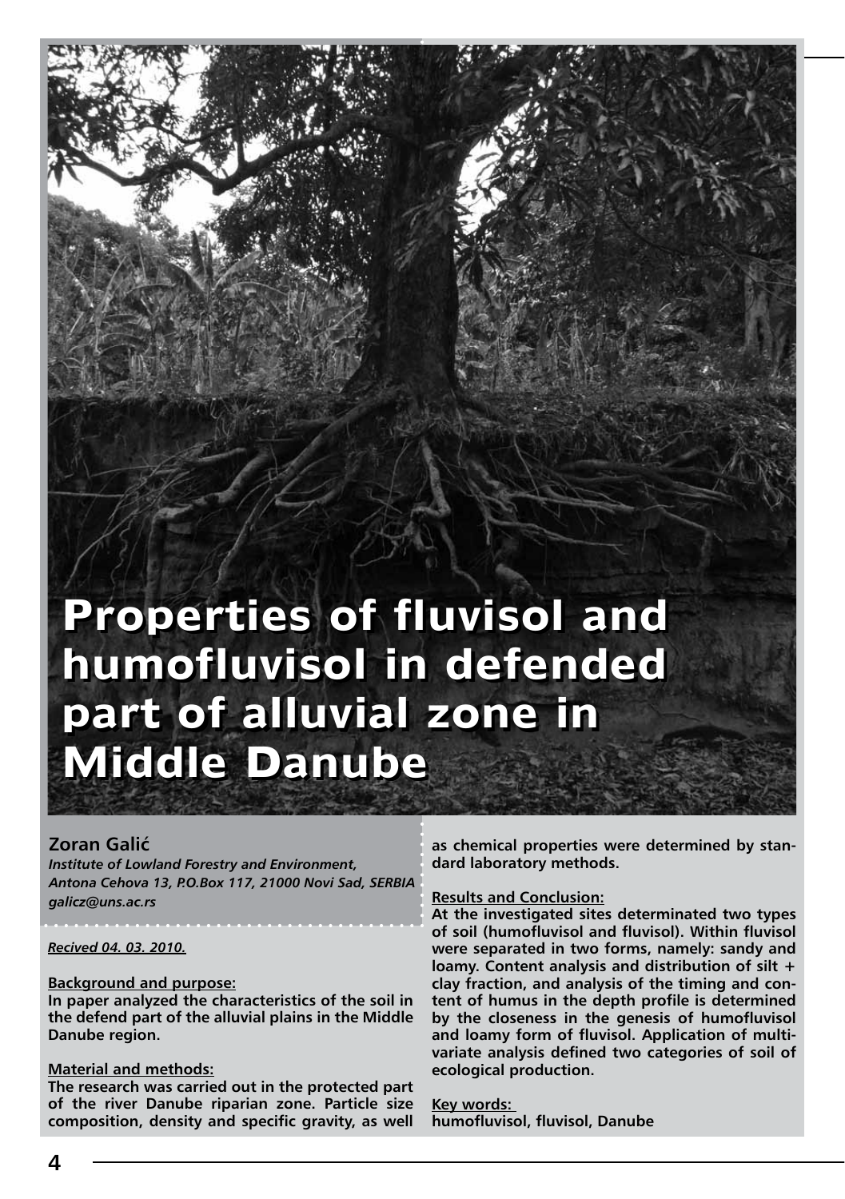# Properties of fluvisol and humofluvisol in defended part of alluvial zone in Middle Danube

**Zoran Galić**

*Institute of Lowland Forestry and Environment, Antona Cehova 13, P.O.Box 117, 21000 Novi Sad, SERBIA*
*galicz@uns.ac.rs*

*Recived 04. 03. 2010.*

**Background and purpose:**
**In paper analyzed the characteristics of the soil in the defend part of the alluvial plains in the Middle Danube region.**

**Material and methods:**
**The research was carried out in the protected part of the river Danube riparian zone. Particle size composition, density and specific gravity, as well as chemical properties were determined by standard laboratory methods.**

**Results and Conclusion:**
**At the investigated sites determinated two types of soil (humofluvisol and fluvisol). Within fluvisol were separated in two forms, namely: sandy and loamy. Content analysis and distribution of silt + clay fraction, and analysis of the timing and content of humus in the depth profile is determined by the closeness in the genesis of humofluvisol and loamy form of fluvisol. Application of multivariate analysis defined two categories of soil of ecological production.**

**Key words:**
**humofluvisol, fluvisol, Danube**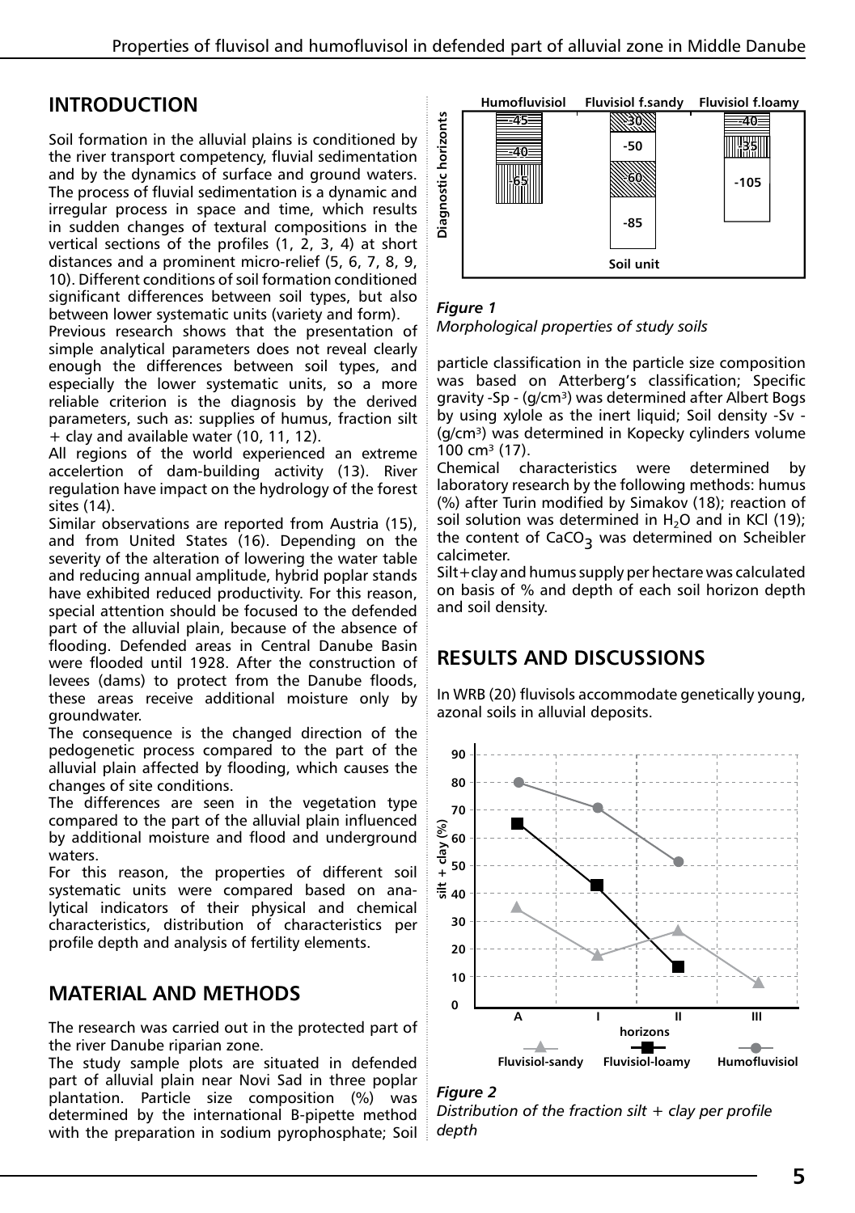## INTRODUCTION

Soil formation in the alluvial plains is conditioned by the river transport competency, fluvial sedimentation and by the dynamics of surface and ground waters. The process of fluvial sedimentation is a dynamic and irregular process in space and time, which results in sudden changes of textural compositions in the vertical sections of the profiles (1, 2, 3, 4) at short distances and a prominent micro-relief (5, 6, 7, 8, 9, 10). Different conditions of soil formation conditioned significant differences between soil types, but also between lower systematic units (variety and form).

Previous research shows that the presentation of simple analytical parameters does not reveal clearly enough the differences between soil types, and especially the lower systematic units, so a more reliable criterion is the diagnosis by the derived parameters, such as: supplies of humus, fraction silt + clay and available water (10, 11, 12).

All regions of the world experienced an extreme accelertion of dam-building activity (13). River regulation have impact on the hydrology of the forest sites (14).

Similar observations are reported from Austria (15), and from United States (16). Depending on the severity of the alteration of lowering the water table and reducing annual amplitude, hybrid poplar stands have exhibited reduced productivity. For this reason, special attention should be focused to the defended part of the alluvial plain, because of the absence of flooding. Defended areas in Central Danube Basin were flooded until 1928. After the construction of levees (dams) to protect from the Danube floods, these areas receive additional moisture only by groundwater.

The consequence is the changed direction of the pedogenetic process compared to the part of the alluvial plain affected by flooding, which causes the changes of site conditions.

The differences are seen in the vegetation type compared to the part of the alluvial plain influenced by additional moisture and flood and underground waters.

For this reason, the properties of different soil systematic units were compared based on analytical indicators of their physical and chemical characteristics, distribution of characteristics per profile depth and analysis of fertility elements.

## MATERIAL AND METHODS

The research was carried out in the protected part of the river Danube riparian zone.

The study sample plots are situated in defended part of alluvial plain near Novi Sad in three poplar plantation. Particle size composition (%) was determined by the international B-pipette method with the preparation in sodium pyrophosphate; Soil particle classification in the particle size composition was based on Atterberg's classification; Specific gravity -Sp - (g/cm$^3$) was determined after Albert Bogs by using xylole as the inert liquid; Soil density -Sv - (g/cm$^3$) was determined in Kopecky cylinders volume 100 cm$^3$ (17).

Chemical characteristics were determined by laboratory research by the following methods: humus (%) after Turin modified by Simakov (18); reaction of soil solution was determined in $H_2O$ and in KCl (19); the content of $CaCO_3$ was determined on Scheibler calcimeter.

Silt+clay and humus supply per hectare was calculated on basis of % and depth of each soil horizon depth and soil density.

*Figure 1*
*Morphological properties of study soils*

## RESULTS AND DISCUSSIONS

In WRB (20) fluvisols accommodate genetically young, azonal soils in alluvial deposits.

*Figure 2*
*Distribution of the fraction silt + clay per profile depth*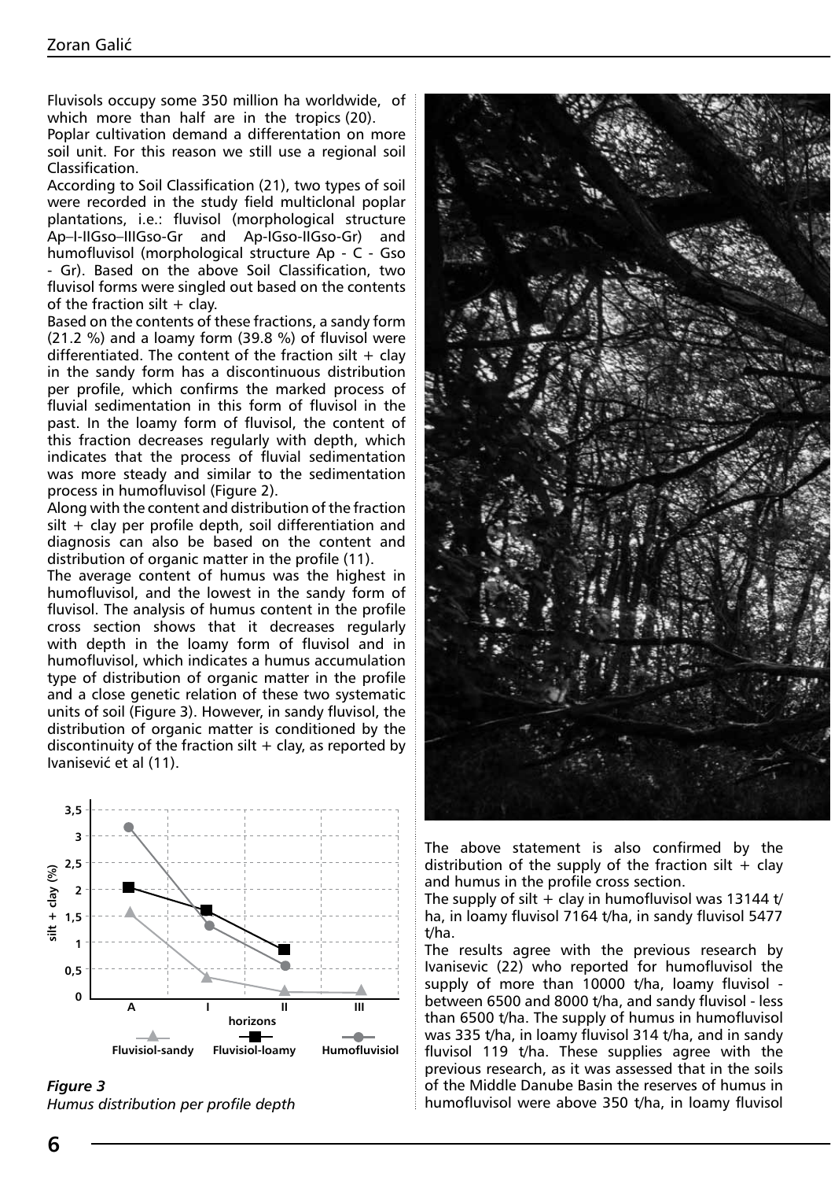Fluvisols occupy some 350 million ha worldwide, of which more than half are in the tropics (20).

Poplar cultivation demand a differentation on more soil unit. For this reason we still use a regional soil Classification.

According to Soil Classification (21), two types of soil were recorded in the study field multiclonal poplar plantations, i.e.: fluvisol (morphological structure Ap–I-IIGso–IIIGso-Gr and Ap-IGso-IIGso-Gr) and humofluvisol (morphological structure Ap - C - Gso - Gr). Based on the above Soil Classification, two fluvisol forms were singled out based on the contents of the fraction silt + clay.

Based on the contents of these fractions, a sandy form (21.2 %) and a loamy form (39.8 %) of fluvisol were differentiated. The content of the fraction silt + clay in the sandy form has a discontinuous distribution per profile, which confirms the marked process of fluvial sedimentation in this form of fluvisol in the past. In the loamy form of fluvisol, the content of this fraction decreases regularly with depth, which indicates that the process of fluvial sedimentation was more steady and similar to the sedimentation process in humofluvisol (Figure 2).

Along with the content and distribution of the fraction silt + clay per profile depth, soil differentiation and diagnosis can also be based on the content and distribution of organic matter in the profile (11).

The average content of humus was the highest in humofluvisol, and the lowest in the sandy form of fluvisol. The analysis of humus content in the profile cross section shows that it decreases regularly with depth in the loamy form of fluvisol and in humofluvisol, which indicates a humus accumulation type of distribution of organic matter in the profile and a close genetic relation of these two systematic units of soil (Figure 3). However, in sandy fluvisol, the distribution of organic matter is conditioned by the discontinuity of the fraction silt + clay, as reported by Ivanisević et al (11).

*Figure 3*
*Humus distribution per profile depth*

The above statement is also confirmed by the distribution of the supply of the fraction silt + clay and humus in the profile cross section.

The supply of silt + clay in humofluvisol was 13144 t/ha, in loamy fluvisol 7164 t/ha, in sandy fluvisol 5477 t/ha.

The results agree with the previous research by Ivanisevic (22) who reported for humofluvisol the supply of more than 10000 t/ha, loamy fluvisol - between 6500 and 8000 t/ha, and sandy fluvisol - less than 6500 t/ha. The supply of humus in humofluvisol was 335 t/ha, in loamy fluvisol 314 t/ha, and in sandy fluvisol 119 t/ha. These supplies agree with the previous research, as it was assessed that in the soils of the Middle Danube Basin the reserves of humus in humofluvisol were above 350 t/ha, in loamy fluvisol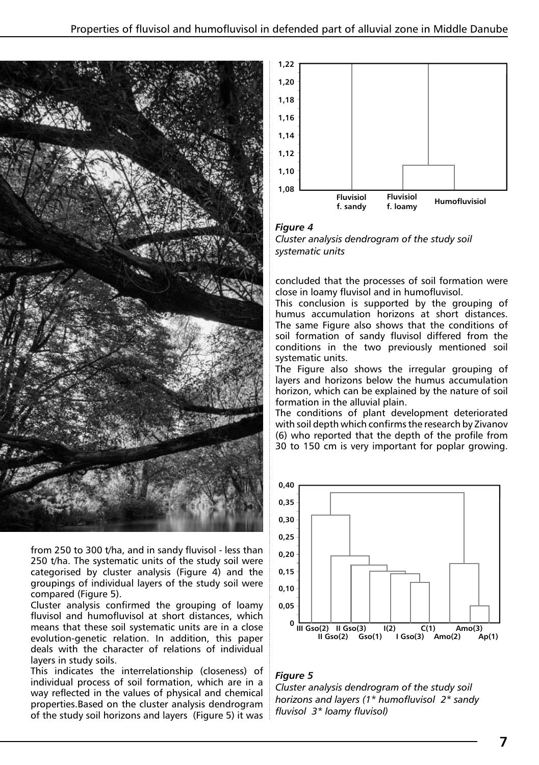from 250 to 300 t/ha, and in sandy fluvisol - less than 250 t/ha. The systematic units of the study soil were categorised by cluster analysis (Figure 4) and the groupings of individual layers of the study soil were compared (Figure 5).

Cluster analysis confirmed the grouping of loamy fluvisol and humofluvisol at short distances, which means that these soil systematic units are in a close evolution-genetic relation. In addition, this paper deals with the character of relations of individual layers in study soils.

This indicates the interrelationship (closeness) of individual process of soil formation, which are in a way reflected in the values of physical and chemical properties.Based on the cluster analysis dendrogram of the study soil horizons and layers (Figure 5) it was concluded that the processes of soil formation were close in loamy fluvisol and in humofluvisol.

This conclusion is supported by the grouping of humus accumulation horizons at short distances. The same Figure also shows that the conditions of soil formation of sandy fluvisol differed from the conditions in the two previously mentioned soil systematic units.

The Figure also shows the irregular grouping of layers and horizons below the humus accumulation horizon, which can be explained by the nature of soil formation in the alluvial plain.

The conditions of plant development deteriorated with soil depth which confirms the research by Zivanov (6) who reported that the depth of the profile from 30 to 150 cm is very important for poplar growing.

*Figure 4*
*Cluster analysis dendrogram of the study soil systematic units*

*Figure 5*
*Cluster analysis dendrogram of the study soil horizons and layers (1\* humofluvisol 2\* sandy fluvisol 3\* loamy fluvisol)*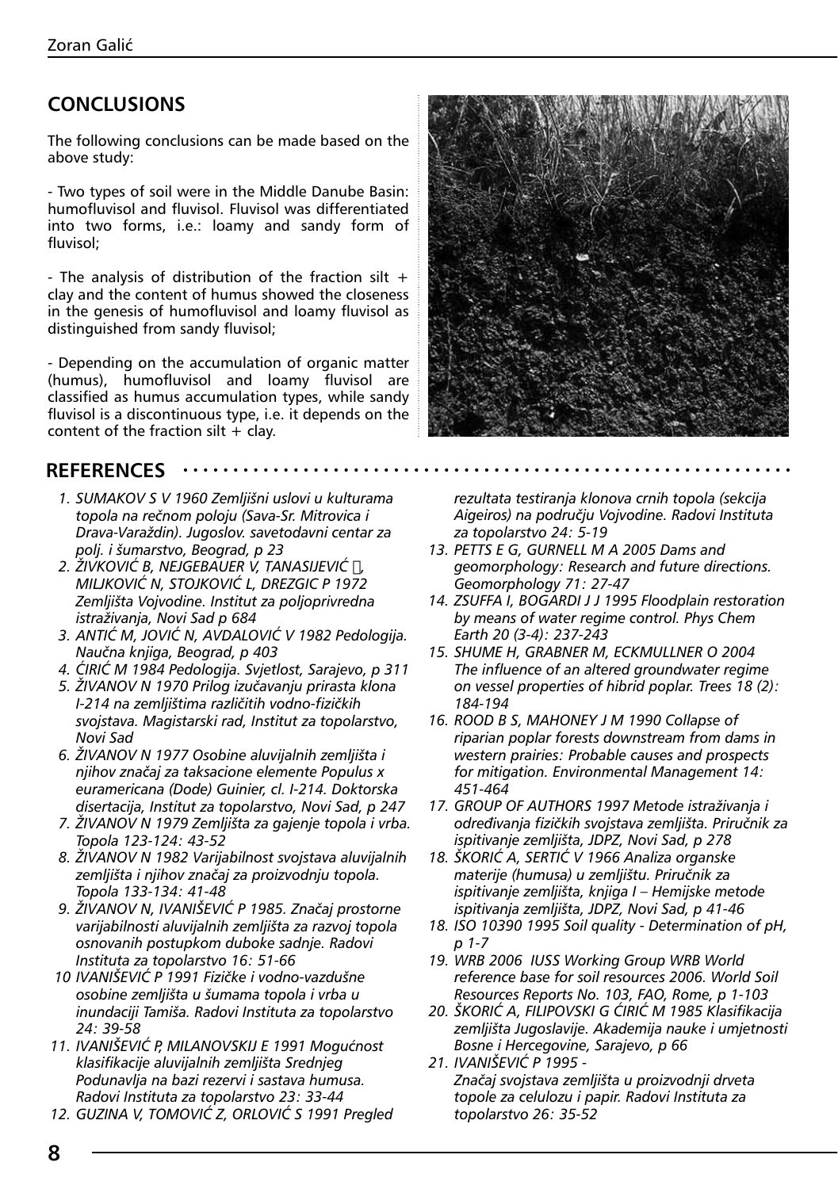## CONCLUSIONS

The following conclusions can be made based on the above study:

- Two types of soil were in the Middle Danube Basin: humofluvisol and fluvisol. Fluvisol was differentiated into two forms, i.e.: loamy and sandy form of fluvisol;

- The analysis of distribution of the fraction silt + clay and the content of humus showed the closeness in the genesis of humofluvisol and loamy fluvisol as distinguished from sandy fluvisol;

- Depending on the accumulation of organic matter (humus), humofluvisol and loamy fluvisol are classified as humus accumulation types, while sandy fluvisol is a discontinuous type, i.e. it depends on the content of the fraction silt + clay.

## REFERENCES

1. *SUMAKOV S V 1960 Zemljišni uslovi u kulturama topola na rečnom poloju (Sava-Sr. Mitrovica i Drava-Varaždin). Jugoslov. savetodavni centar za polj. i šumarstvo, Beograd, p 23*
2. *ŽIVKOVIĆ B, NEJGEBAUER V, TANASIJEVIĆ, MILJKOVIĆ N, STOJKOVIĆ L, DREZGIC P 1972 Zemljišta Vojvodine. Institut za poljoprivredna istraživanja, Novi Sad p 684*
3. *ANTIĆ M, JOVIĆ N, AVDALOVIĆ V 1982 Pedologija. Naučna knjiga, Beograd, p 403*
4. *ĆIRIĆ M 1984 Pedologija. Svjetlost, Sarajevo, p 311*
5. *ŽIVANOV N 1970 Prilog izučavanju prirasta klona I-214 na zemljištima različitih vodno-fizičkih svojstava. Magistarski rad, Institut za topolarstvo, Novi Sad*
6. *ŽIVANOV N 1977 Osobine aluvijalnih zemljišta i njihov značaj za taksacione elemente Populus x euramericana (Dode) Guinier, cl. I-214. Doktorska disertacija, Institut za topolarstvo, Novi Sad, p 247*
7. *ŽIVANOV N 1979 Zemljišta za gajenje topola i vrba. Topola 123-124: 43-52*
8. *ŽIVANOV N 1982 Varijabilnost svojstava aluvijalnih zemljišta i njihov značaj za proizvodnju topola. Topola 133-134: 41-48*
9. *ŽIVANOV N, IVANIŠEVIĆ P 1985. Značaj prostorne varijabilnosti aluvijalnih zemljišta za razvoj topola osnovanih postupkom duboke sadnje. Radovi Instituta za topolarstvo 16: 51-66*
10. *IVANIŠEVIĆ P 1991 Fizičke i vodno-vazdušne osobine zemljišta u šumama topola i vrba u inundaciji Tamiša. Radovi Instituta za topolarstvo 24: 39-58*
11. *IVANIŠEVIĆ P, MILANOVSKIJ E 1991 Mogućnost klasifikacije aluvijalnih zemljišta Srednjeg Podunavlja na bazi rezervi i sastava humusa. Radovi Instituta za topolarstvo 23: 33-44*
12. *GUZINA V, TOMOVIĆ Z, ORLOVIĆ S 1991 Pregled rezultata testiranja klonova crnih topola (sekcija Aigeiros) na području Vojvodine. Radovi Instituta za topolarstvo 24: 5-19*
13. *PETTS E G, GURNELL M A 2005 Dams and geomorphology: Research and future directions. Geomorphology 71: 27-47*
14. *ZSUFFA I, BOGARDI J J 1995 Floodplain restoration by means of water regime control. Phys Chem Earth 20 (3-4): 237-243*
15. *SHUME H, GRABNER M, ECKMULLNER O 2004 The influence of an altered groundwater regime on vessel properties of hibrid poplar. Trees 18 (2): 184-194*
16. *ROOD B S, MAHONEY J M 1990 Collapse of riparian poplar forests downstream from dams in western prairies: Probable causes and prospects for mitigation. Environmental Management 14: 451-464*
17. *GROUP OF AUTHORS 1997 Metode istraživanja i određivanja fizičkih svojstava zemljišta. Priručnik za ispitivanje zemljišta, JDPZ, Novi Sad, p 278*
18. *ŠKORIĆ A, SERTIĆ V 1966 Analiza organske materije (humusa) u zemljištu. Priručnik za ispitivanje zemljišta, knjiga I – Hemijske metode ispitivanja zemljišta, JDPZ, Novi Sad, p 41-46*
18. *ISO 10390 1995 Soil quality - Determination of pH, p 1-7*
19. *WRB 2006 IUSS Working Group WRB World reference base for soil resources 2006. World Soil Resources Reports No. 103, FAO, Rome, p 1-103*
20. *ŠKORIĆ A, FILIPOVSKI G ĆIRIĆ M 1985 Klasifikacija zemljišta Jugoslavije. Akademija nauke i umjetnosti Bosne i Hercegovine, Sarajevo, p 66*
21. *IVANIŠEVIĆ P 1995 - Značaj svojstava zemljišta u proizvodnji drveta topole za celulozu i papir. Radovi Instituta za topolarstvo 26: 35-52*